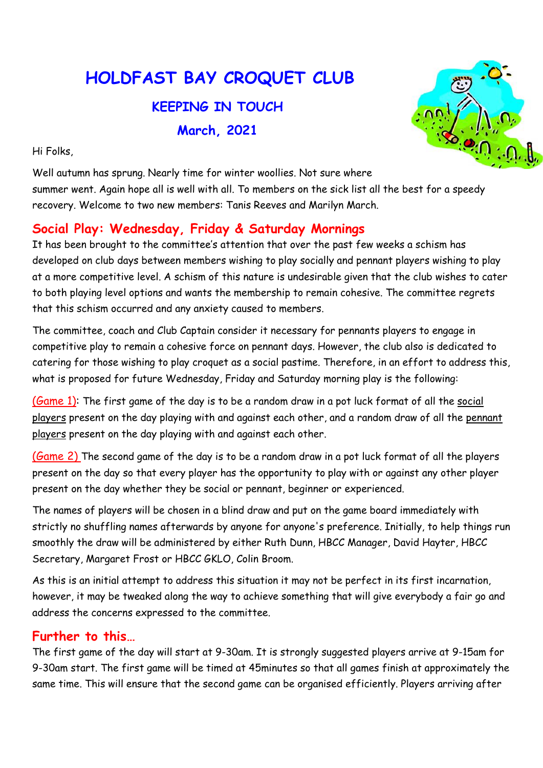# HOLDFAST BAY CROQUET CLUB

### KEEPING IN TOUCH

### March, 2021

Hi Folks,

Well autumn has sprung. Nearly time for winter woollies. Not sure where summer went. Again hope all is well with all. To members on the sick list all the best for a speedy recovery. Welcome to two new members: Tanis Reeves and Marilyn March.

## Social Play: Wednesday, Friday & Saturday Mornings

It has been brought to the committee's attention that over the past few weeks a schism has developed on club days between members wishing to play socially and pennant players wishing to play at a more competitive level. A schism of this nature is undesirable given that the club wishes to cater to both playing level options and wants the membership to remain cohesive. The committee regrets that this schism occurred and any anxiety caused to members.

The committee, coach and Club Captain consider it necessary for pennants players to engage in competitive play to remain a cohesive force on pennant days. However, the club also is dedicated to catering for those wishing to play croquet as a social pastime. Therefore, in an effort to address this, what is proposed for future Wednesday, Friday and Saturday morning play is the following:

(Game 1): The first game of the day is to be a random draw in a pot luck format of all the social players present on the day playing with and against each other, and a random draw of all the pennant players present on the day playing with and against each other.

(Game 2) The second game of the day is to be a random draw in a pot luck format of all the players present on the day so that every player has the opportunity to play with or against any other player present on the day whether they be social or pennant, beginner or experienced.

The names of players will be chosen in a blind draw and put on the game board immediately with strictly no shuffling names afterwards by anyone for anyone's preference. Initially, to help things run smoothly the draw will be administered by either Ruth Dunn, HBCC Manager, David Hayter, HBCC Secretary, Margaret Frost or HBCC GKLO, Colin Broom.

As this is an initial attempt to address this situation it may not be perfect in its first incarnation, however, it may be tweaked along the way to achieve something that will give everybody a fair go and address the concerns expressed to the committee.

## Further to this…

The first game of the day will start at 9-30am. It is strongly suggested players arrive at 9-15am for 9-30am start. The first game will be timed at 45minutes so that all games finish at approximately the same time. This will ensure that the second game can be organised efficiently. Players arriving after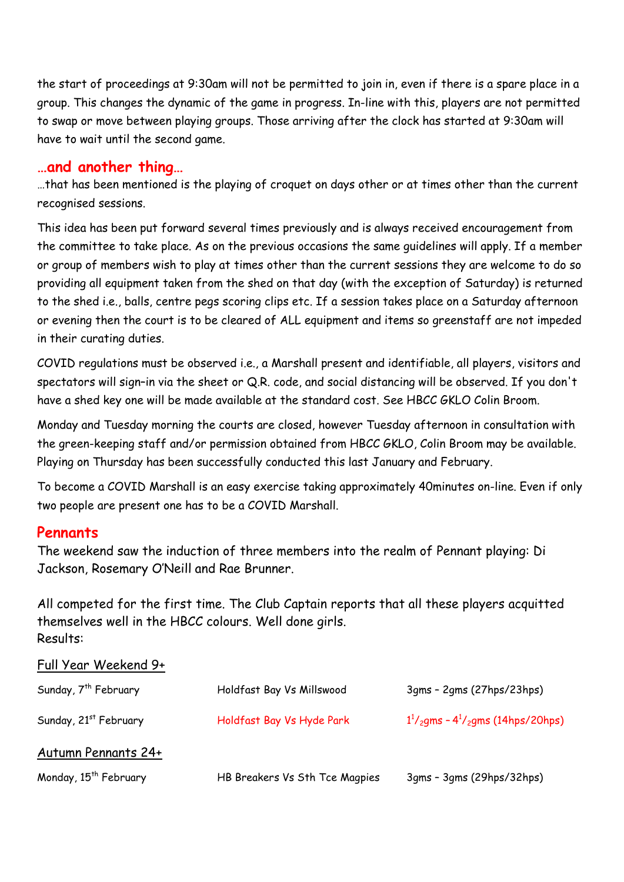the start of proceedings at 9:30am will not be permitted to join in, even if there is a spare place in a group. This changes the dynamic of the game in progress. In-line with this, players are not permitted to swap or move between playing groups. Those arriving after the clock has started at 9:30am will have to wait until the second game.

## …and another thing…

…that has been mentioned is the playing of croquet on days other or at times other than the current recognised sessions.

This idea has been put forward several times previously and is always received encouragement from the committee to take place. As on the previous occasions the same guidelines will apply. If a member or group of members wish to play at times other than the current sessions they are welcome to do so providing all equipment taken from the shed on that day (with the exception of Saturday) is returned to the shed i.e., balls, centre pegs scoring clips etc. If a session takes place on a Saturday afternoon or evening then the court is to be cleared of ALL equipment and items so greenstaff are not impeded in their curating duties.

COVID regulations must be observed i.e., a Marshall present and identifiable, all players, visitors and spectators will sign–in via the sheet or Q.R. code, and social distancing will be observed. If you don't have a shed key one will be made available at the standard cost. See HBCC GKLO Colin Broom.

Monday and Tuesday morning the courts are closed, however Tuesday afternoon in consultation with the green-keeping staff and/or permission obtained from HBCC GKLO, Colin Broom may be available. Playing on Thursday has been successfully conducted this last January and February.

To become a COVID Marshall is an easy exercise taking approximately 40minutes on-line. Even if only two people are present one has to be a COVID Marshall.

## Pennants

The weekend saw the induction of three members into the realm of Pennant playing: Di Jackson, Rosemary O'Neill and Rae Brunner.

All competed for the first time. The Club Captain reports that all these players acquitted themselves well in the HBCC colours. Well done girls.
Results:

Full Year Weekend 9+

| | | |
|---|---|---|
| Sunday, 7th February | Holdfast Bay Vs Millswood | 3gms – 2gms (27hps/23hps) |
| Sunday, 21st February | Holdfast Bay Vs Hyde Park | 1½gms – 4½gms (14hps/20hps) |

Autumn Pennants 24+

| | | |
|---|---|---|
| Monday, 15th February | HB Breakers Vs Sth Tce Magpies | 3gms – 3gms (29hps/32hps) |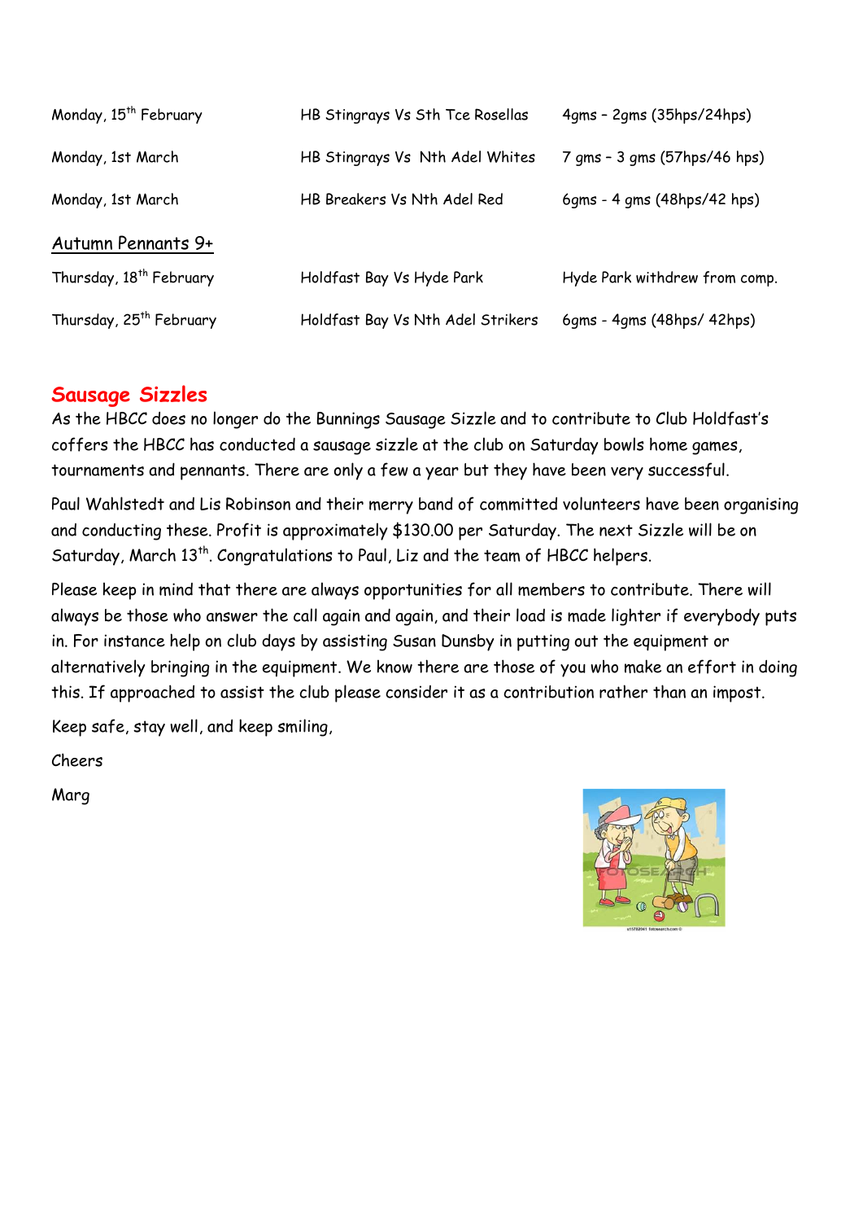| | | |
|---|---|---|
| Monday, 15th February | HB Stingrays Vs Sth Tce Rosellas | 4gms – 2gms (35hps/24hps) |
| Monday, 1st March | HB Stingrays Vs Nth Adel Whites | 7 gms – 3 gms (57hps/46 hps) |
| Monday, 1st March | HB Breakers Vs Nth Adel Red | 6gms - 4 gms (48hps/42 hps) |

Autumn Pennants 9+

| | | |
|---|---|---|
| Thursday, 18th February | Holdfast Bay Vs Hyde Park | Hyde Park withdrew from comp. |
| Thursday, 25th February | Holdfast Bay Vs Nth Adel Strikers | 6gms - 4gms (48hps/ 42hps) |

## Sausage Sizzles

As the HBCC does no longer do the Bunnings Sausage Sizzle and to contribute to Club Holdfast's coffers the HBCC has conducted a sausage sizzle at the club on Saturday bowls home games, tournaments and pennants. There are only a few a year but they have been very successful.

Paul Wahlstedt and Lis Robinson and their merry band of committed volunteers have been organising and conducting these. Profit is approximately $130.00 per Saturday. The next Sizzle will be on Saturday, March 13th. Congratulations to Paul, Liz and the team of HBCC helpers.

Please keep in mind that there are always opportunities for all members to contribute. There will always be those who answer the call again and again, and their load is made lighter if everybody puts in. For instance help on club days by assisting Susan Dunsby in putting out the equipment or alternatively bringing in the equipment. We know there are those of you who make an effort in doing this. If approached to assist the club please consider it as a contribution rather than an impost.

Keep safe, stay well, and keep smiling,

Cheers

Marg